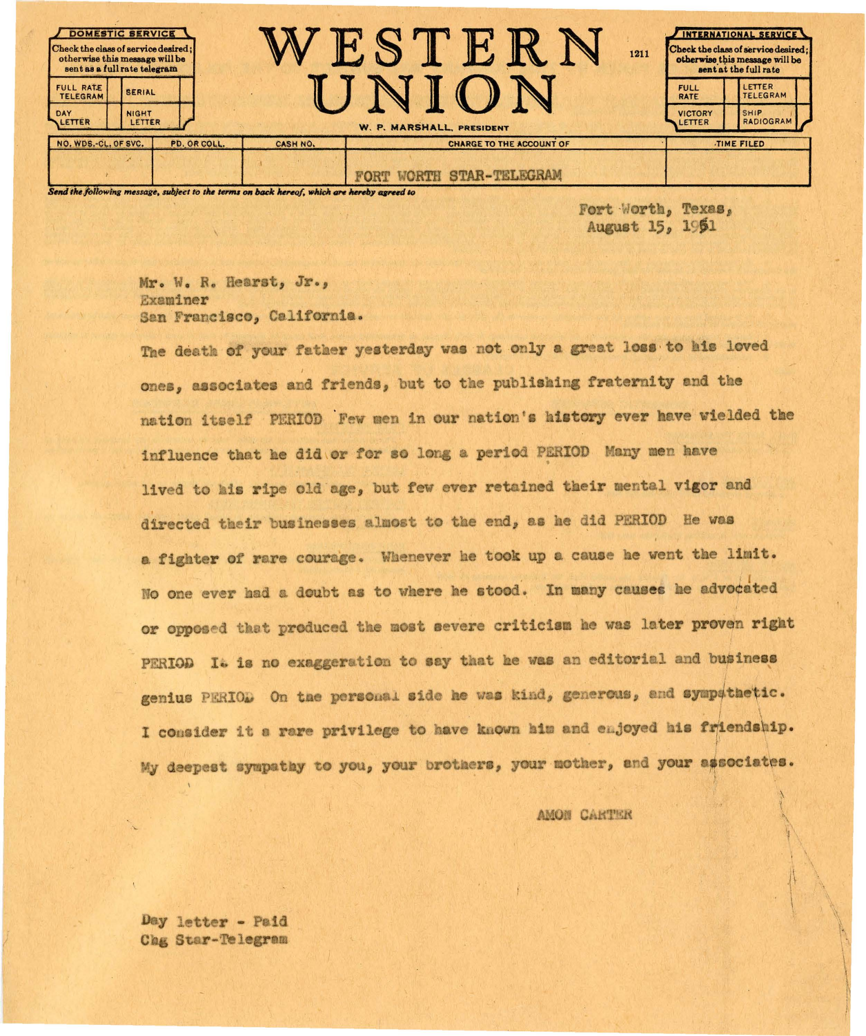| DOMESTIC SERVICE | |
|---|---|
| Check the class of service desired; otherwise this message will be sent as a full rate telegram | |
| FULL RATE TELEGRAM | SERIAL |
| DAY LETTER | NIGHT LETTER |

# WESTERN UNION

1211

W. P. MARSHALL, PRESIDENT

| INTERNATIONAL SERVICE | |
|---|---|
| Check the class of service desired; otherwise this message will be sent at the full rate | |
| FULL RATE | LETTER TELEGRAM |
| VICTORY LETTER | SHIP RADIOGRAM |

| NO. WDS.-CL. OF SVC. | PD. OR COLL. | CASH NO. | CHARGE TO THE ACCOUNT OF | TIME FILED |
|---|---|---|---|---|
| | | | FORT WORTH STAR-TELEGRAM | |

*Send the following message, subject to the terms on back hereof, which are hereby agreed to*

Fort Worth, Texas,
August 15, 1951

Mr. W. R. Hearst, Jr.,
Examiner
San Francisco, California.

The death of your father yesterday was not only a great loss to his loved ones, associates and friends, but to the publishing fraternity and the nation itself PERIOD Few men in our nation's history ever have wielded the influence that he did or for so long a period PERIOD Many men have lived to his ripe old age, but few ever retained their mental vigor and directed their businesses almost to the end, as he did PERIOD He was a fighter of rare courage. Whenever he took up a cause he went the limit. No one ever had a doubt as to where he stood. In many causes he advocated or opposed that produced the most severe criticism he was later proven right PERIOD It is no exaggeration to say that he was an editorial and business genius PERIOD On the personal side he was kind, generous, and sympathetic. I consider it a rare privilege to have known him and enjoyed his friendship. My deepest sympathy to you, your brothers, your mother, and your associates.

AMON CARTER

Day letter - Paid
Chg Star-Telegram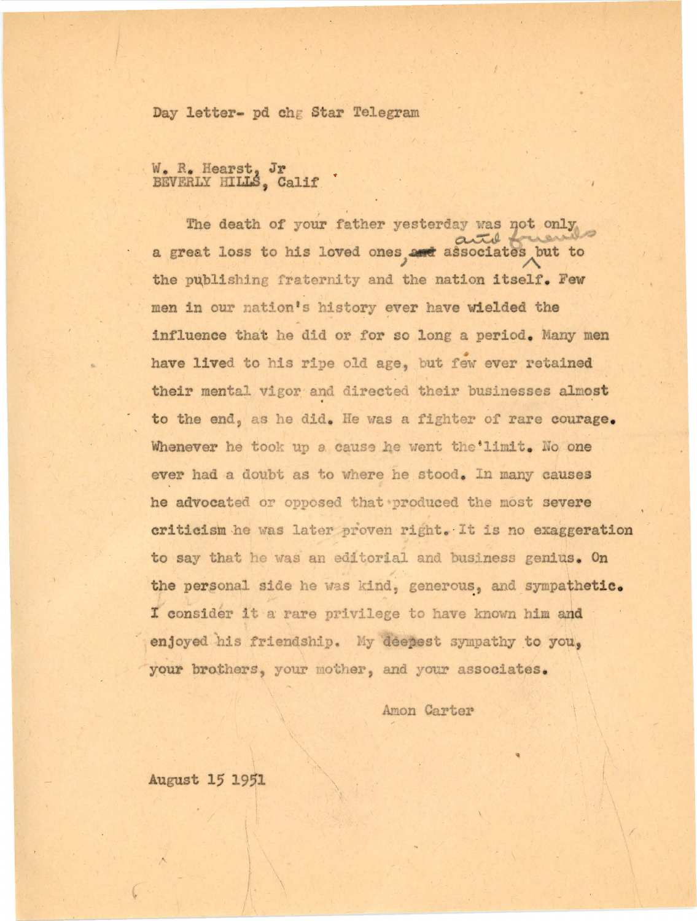Day letter- pd chg Star Telegram

W. R. Hearst, Jr
BEVERLY HILLS, Calif

The death of your father yesterday was not only a great loss to his loved ones, associates and friends but to the publishing fraternity and the nation itself. Few men in our nation's history ever have wielded the influence that he did or for so long a period. Many men have lived to his ripe old age, but few ever retained their mental vigor and directed their businesses almost to the end, as he did. He was a fighter of rare courage. Whenever he took up a cause he went the limit. No one ever had a doubt as to where he stood. In many causes he advocated or opposed that produced the most severe criticism he was later proven right. It is no exaggeration to say that he was an editorial and business genius. On the personal side he was kind, generous, and sympathetic. I consider it a rare privilege to have known him and enjoyed his friendship. My deepest sympathy to you, your brothers, your mother, and your associates.

Amon Carter

August 15 1951